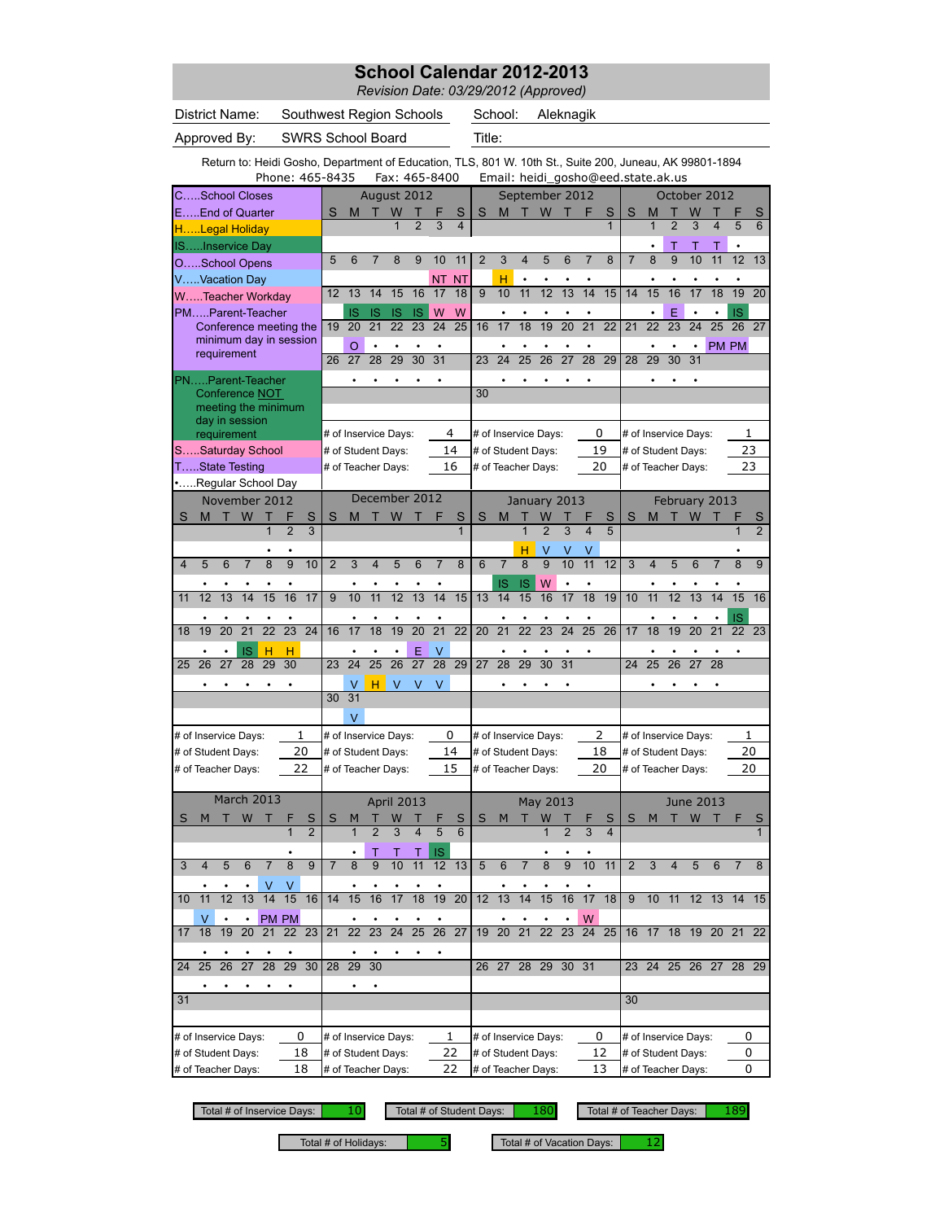# School Calendar 2012-2013

*Revision Date: 03/29/2012 (Approved)*

District Name: Southwest Region Schools — School: Aleknagik

Approved By: SWRS School Board — Title:

Return to: Heidi Gosho, Department of Education, TLS, 801 W. 10th St., Suite 200, Juneau, AK 99801-1894
Phone: 465-8435 Fax: 465-8400 Email: heidi_gosho@eed.state.ak.us

**Legend**

- C.....School Closes
- E.....End of Quarter
- H.....Legal Holiday
- IS.....Inservice Day
- O.....School Opens
- V.....Vacation Day
- W.....Teacher Workday
- PM.....Parent-Teacher Conference meeting the minimum day in session requirement
- PN.....Parent-Teacher Conference NOT meeting the minimum day in session requirement
- S.....Saturday School
- T.....State Testing
- •.....Regular School Day

## August 2012

| S | M | T | W | T | F | S |
|---|---|---|---|---|---|---|
| | | | 1 | 2 | 3 | 4 |
| 5 | 6 | 7 | 8 | 9 | 10 | 11 |
| | | | | | NT | NT |
| 12 | 13 | 14 | 15 | 16 | 17 | 18 |
| | IS | IS | IS | IS | W | W |
| 19 | 20 | 21 | 22 | 23 | 24 | 25 |
| | O | • | • | • | • | |
| 26 | 27 | 28 | 29 | 30 | 31 | |
| | • | • | • | • | • | |

# of Inservice Days: 4 — # of Student Days: 14 — # of Teacher Days: 16

## September 2012

| S | M | T | W | T | F | S |
|---|---|---|---|---|---|---|
| | | | | | | 1 |
| 2 | 3 | 4 | 5 | 6 | 7 | 8 |
| | H | • | • | • | • | |
| 9 | 10 | 11 | 12 | 13 | 14 | 15 |
| | • | • | • | • | • | |
| 16 | 17 | 18 | 19 | 20 | 21 | 22 |
| | • | • | • | • | • | |
| 23 | 24 | 25 | 26 | 27 | 28 | 29 |
| | • | • | • | • | • | |
| 30 | | | | | | |

# of Inservice Days: 0 — # of Student Days: 19 — # of Teacher Days: 20

## October 2012

| S | M | T | W | T | F | S |
|---|---|---|---|---|---|---|
| | 1 | 2 | 3 | 4 | 5 | 6 |
| | • | T | T | T | • | |
| 7 | 8 | 9 | 10 | 11 | 12 | 13 |
| | • | • | • | • | • | |
| 14 | 15 | 16 | 17 | 18 | 19 | 20 |
| | • | E | • | • | IS | |
| 21 | 22 | 23 | 24 | 25 | 26 | 27 |
| | • | • | • | PM | PM | |
| 28 | 29 | 30 | 31 | | | |
| | • | • | • | | | |

# of Inservice Days: 1 — # of Student Days: 23 — # of Teacher Days: 23

## November 2012

| S | M | T | W | T | F | S |
|---|---|---|---|---|---|---|
| | | | | 1 | 2 | 3 |
| | | | | • | • | |
| 4 | 5 | 6 | 7 | 8 | 9 | 10 |
| | • | • | • | • | • | |
| 11 | 12 | 13 | 14 | 15 | 16 | 17 |
| | • | • | • | • | • | |
| 18 | 19 | 20 | 21 | 22 | 23 | 24 |
| | • | • | IS | H | H | |
| 25 | 26 | 27 | 28 | 29 | 30 | |
| | • | • | • | • | • | |

# of Inservice Days: 1 — # of Student Days: 20 — # of Teacher Days: 22

## December 2012

| S | M | T | W | T | F | S |
|---|---|---|---|---|---|---|
| | | | | | | 1 |
| 2 | 3 | 4 | 5 | 6 | 7 | 8 |
| | • | • | • | • | • | |
| 9 | 10 | 11 | 12 | 13 | 14 | 15 |
| | • | • | • | • | • | |
| 16 | 17 | 18 | 19 | 20 | 21 | 22 |
| | • | • | • | E | V | |
| 23 | 24 | 25 | 26 | 27 | 28 | 29 |
| | V | H | V | V | V | |
| 30 | 31 | | | | | |
| | V | | | | | |

# of Inservice Days: 0 — # of Student Days: 14 — # of Teacher Days: 15

## January 2013

| S | M | T | W | T | F | S |
|---|---|---|---|---|---|---|
| | | 1 | 2 | 3 | 4 | 5 |
| | | H | V | V | V | |
| 6 | 7 | 8 | 9 | 10 | 11 | 12 |
| | IS | IS | W | • | • | |
| 13 | 14 | 15 | 16 | 17 | 18 | 19 |
| | • | • | • | • | • | |
| 20 | 21 | 22 | 23 | 24 | 25 | 26 |
| | • | • | • | • | • | |
| 27 | 28 | 29 | 30 | 31 | | |
| | • | • | • | • | | |

# of Inservice Days: 2 — # of Student Days: 18 — # of Teacher Days: 20

## February 2013

| S | M | T | W | T | F | S |
|---|---|---|---|---|---|---|
| | | | | | 1 | 2 |
| | | | | | • | |
| 3 | 4 | 5 | 6 | 7 | 8 | 9 |
| | • | • | • | • | • | |
| 10 | 11 | 12 | 13 | 14 | 15 | 16 |
| | • | • | • | • | IS | |
| 17 | 18 | 19 | 20 | 21 | 22 | 23 |
| | • | • | • | • | • | |
| 24 | 25 | 26 | 27 | 28 | | |
| | • | • | • | • | | |

# of Inservice Days: 1 — # of Student Days: 20 — # of Teacher Days: 20

## March 2013

| S | M | T | W | T | F | S |
|---|---|---|---|---|---|---|
| | | | | | 1 | 2 |
| | | | | | • | |
| 3 | 4 | 5 | 6 | 7 | 8 | 9 |
| | • | • | • | V | V | |
| 10 | 11 | 12 | 13 | 14 | 15 | 16 |
| | V | • | • | PM | PM | |
| 17 | 18 | 19 | 20 | 21 | 22 | 23 |
| | • | • | • | • | • | |
| 24 | 25 | 26 | 27 | 28 | 29 | 30 |
| | • | • | • | • | • | |
| 31 | | | | | | |

# of Inservice Days: 0 — # of Student Days: 18 — # of Teacher Days: 18

## April 2013

| S | M | T | W | T | F | S |
|---|---|---|---|---|---|---|
| | 1 | 2 | 3 | 4 | 5 | 6 |
| | • | T | T | T | IS | |
| 7 | 8 | 9 | 10 | 11 | 12 | 13 |
| | • | • | • | • | • | |
| 14 | 15 | 16 | 17 | 18 | 19 | 20 |
| | • | • | • | • | • | |
| 21 | 22 | 23 | 24 | 25 | 26 | 27 |
| | • | • | • | • | • | |
| 28 | 29 | 30 | | | | |
| | • | • | | | | |

# of Inservice Days: 1 — # of Student Days: 22 — # of Teacher Days: 22

## May 2013

| S | M | T | W | T | F | S |
|---|---|---|---|---|---|---|
| | | | 1 | 2 | 3 | 4 |
| | | | • | • | • | |
| 5 | 6 | 7 | 8 | 9 | 10 | 11 |
| | • | • | • | • | • | |
| 12 | 13 | 14 | 15 | 16 | 17 | 18 |
| | • | • | • | • | W | |
| 19 | 20 | 21 | 22 | 23 | 24 | 25 |
| 26 | 27 | 28 | 29 | 30 | 31 | |

# of Inservice Days: 0 — # of Student Days: 12 — # of Teacher Days: 13

## June 2013

| S | M | T | W | T | F | S |
|---|---|---|---|---|---|---|
| | | | | | | 1 |
| 2 | 3 | 4 | 5 | 6 | 7 | 8 |
| 9 | 10 | 11 | 12 | 13 | 14 | 15 |
| 16 | 17 | 18 | 19 | 20 | 21 | 22 |
| 23 | 24 | 25 | 26 | 27 | 28 | 29 |
| 30 | | | | | | |

# of Inservice Days: 0 — # of Student Days: 0 — # of Teacher Days: 0

## Totals

| Total # of Inservice Days | Total # of Student Days | Total # of Teacher Days | Total # of Holidays | Total # of Vacation Days |
|---|---|---|---|---|
| 10 | 180 | 189 | 5 | 12 |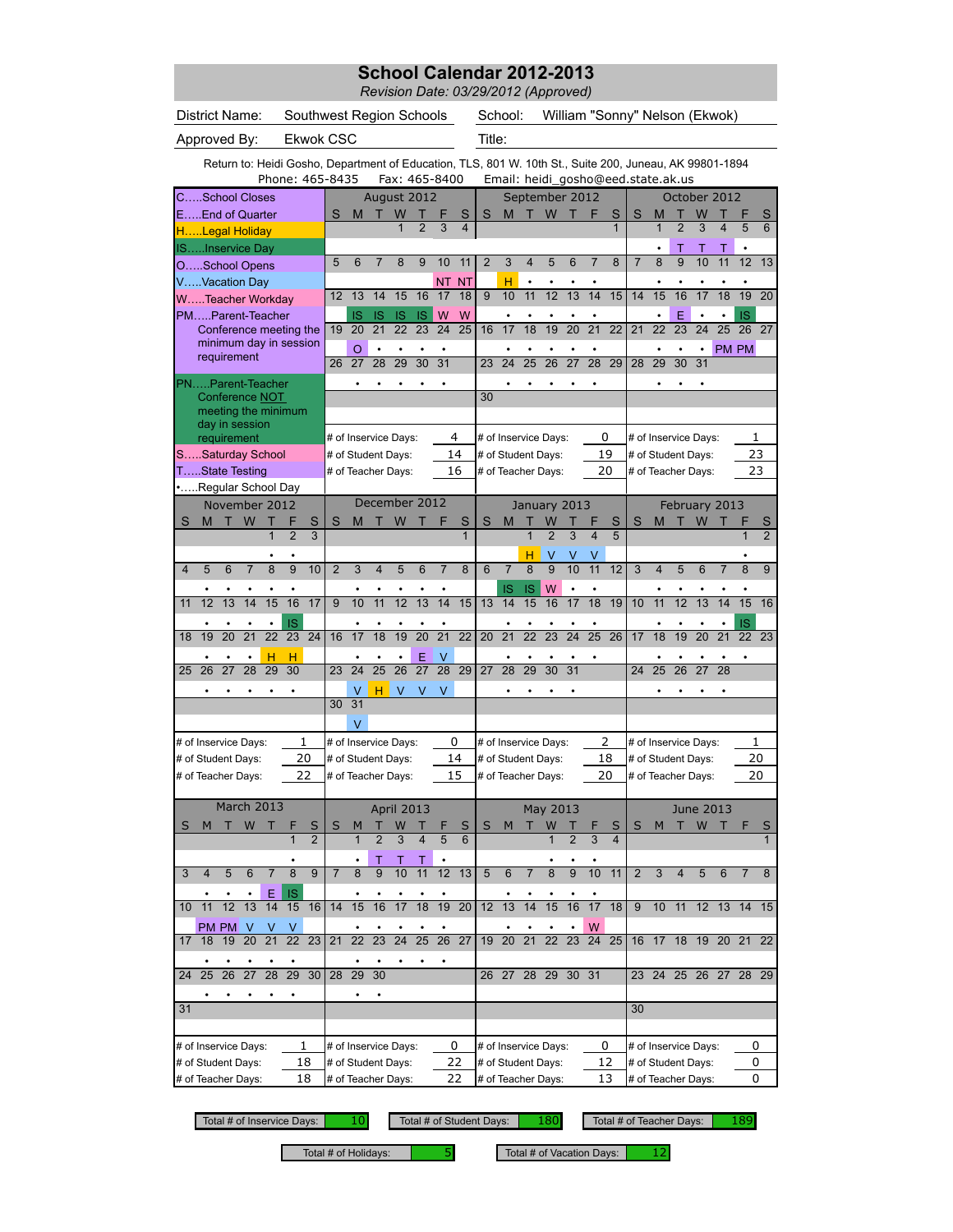# School Calendar 2012-2013

*Revision Date: 03/29/2012 (Approved)*

| | | | |
|---|---|---|---|
| District Name: | Southwest Region Schools | School: | William "Sonny" Nelson (Ekwok) |
| Approved By: | Ekwok CSC | Title: | |

Return to: Heidi Gosho, Department of Education, TLS, 801 W. 10th St., Suite 200, Juneau, AK 99801-1894
Phone: 465-8435 Fax: 465-8400 Email: heidi_gosho@eed.state.ak.us

## Legend

- C.....School Closes
- E.....End of Quarter
- H.....Legal Holiday
- IS.....Inservice Day
- O.....School Opens
- V.....Vacation Day
- W.....Teacher Workday
- PM.....Parent-Teacher Conference meeting the minimum day in session requirement
- PN.....Parent-Teacher Conference NOT meeting the minimum day in session requirement
- S.....Saturday School
- T.....State Testing
- •.....Regular School Day

## August 2012

| S | M | T | W | T | F | S |
|---|---|---|---|---|---|---|
| | | | 1 | 2 | 3 | 4 |
| 5 | 6 | 7 | 8 | 9 | 10 NT | 11 NT |
| 12 | 13 IS | 14 IS | 15 IS | 16 IS | 17 W | 18 W |
| 19 | 20 O | 21 • | 22 • | 23 • | 24 • | 25 |
| 26 | 27 • | 28 • | 29 • | 30 • | 31 • | |

# of Inservice Days: 4
# of Student Days: 14
# of Teacher Days: 16

## September 2012

| S | M | T | W | T | F | S |
|---|---|---|---|---|---|---|
| | | | | | | 1 |
| 2 | 3 H | 4 • | 5 • | 6 • | 7 • | 8 |
| 9 | 10 • | 11 • | 12 • | 13 • | 14 • | 15 |
| 16 | 17 • | 18 • | 19 • | 20 • | 21 • | 22 |
| 23 | 24 • | 25 • | 26 • | 27 • | 28 • | 29 |
| 30 | | | | | | |

# of Inservice Days: 0
# of Student Days: 19
# of Teacher Days: 20

## October 2012

| S | M | T | W | T | F | S |
|---|---|---|---|---|---|---|
| | 1 • | 2 T | 3 T | 4 T | 5 • | 6 |
| 7 | 8 • | 9 • | 10 • | 11 • | 12 • | 13 |
| 14 | 15 • | 16 E | 17 • | 18 • | 19 IS | 20 |
| 21 | 22 • | 23 • | 24 • | 25 PM | 26 PM | 27 |
| 28 | 29 • | 30 • | 31 • | | | |

# of Inservice Days: 1
# of Student Days: 23
# of Teacher Days: 23

## November 2012

| S | M | T | W | T | F | S |
|---|---|---|---|---|---|---|
| | | | | 1 • | 2 • | 3 |
| 4 | 5 • | 6 • | 7 • | 8 • | 9 • | 10 |
| 11 | 12 • | 13 • | 14 • | 15 • | 16 IS | 17 |
| 18 | 19 • | 20 • | 21 • | 22 H | 23 H | 24 |
| 25 | 26 • | 27 • | 28 • | 29 • | 30 • | |

# of Inservice Days: 1
# of Student Days: 20
# of Teacher Days: 22

## December 2012

| S | M | T | W | T | F | S |
|---|---|---|---|---|---|---|
| | | | | | | 1 |
| 2 | 3 • | 4 • | 5 • | 6 • | 7 • | 8 |
| 9 | 10 • | 11 • | 12 • | 13 • | 14 • | 15 |
| 16 | 17 • | 18 • | 19 • | 20 E | 21 V | 22 |
| 23 | 24 V | 25 H | 26 V | 27 V | 28 V | 29 |
| 30 | 31 V | | | | | |

# of Inservice Days: 0
# of Student Days: 14
# of Teacher Days: 15

## January 2013

| S | M | T | W | T | F | S |
|---|---|---|---|---|---|---|
| | | 1 H | 2 V | 3 V | 4 V | 5 |
| 6 | 7 IS | 8 IS | 9 W | 10 • | 11 • | 12 |
| 13 | 14 • | 15 • | 16 • | 17 • | 18 • | 19 |
| 20 | 21 • | 22 • | 23 • | 24 • | 25 • | 26 |
| 27 | 28 • | 29 • | 30 • | 31 • | | |

# of Inservice Days: 2
# of Student Days: 18
# of Teacher Days: 20

## February 2013

| S | M | T | W | T | F | S |
|---|---|---|---|---|---|---|
| | | | | | 1 • | 2 |
| 3 | 4 • | 5 • | 6 • | 7 • | 8 • | 9 |
| 10 | 11 • | 12 • | 13 • | 14 • | 15 IS | 16 |
| 17 | 18 • | 19 • | 20 • | 21 • | 22 • | 23 |
| 24 | 25 • | 26 • | 27 • | 28 • | | |

# of Inservice Days: 1
# of Student Days: 20
# of Teacher Days: 20

## March 2013

| S | M | T | W | T | F | S |
|---|---|---|---|---|---|---|
| | | | | | 1 • | 2 |
| 3 | 4 • | 5 • | 6 • | 7 E | 8 IS | 9 |
| 10 | 11 PM | 12 PM | 13 V | 14 V | 15 V | 16 |
| 17 | 18 • | 19 • | 20 • | 21 • | 22 • | 23 |
| 24 | 25 • | 26 • | 27 • | 28 • | 29 • | 30 |
| 31 | | | | | | |

# of Inservice Days: 1
# of Student Days: 18
# of Teacher Days: 18

## April 2013

| S | M | T | W | T | F | S |
|---|---|---|---|---|---|---|
| | 1 • | 2 T | 3 T | 4 T | 5 • | 6 |
| 7 | 8 • | 9 • | 10 • | 11 • | 12 • | 13 |
| 14 | 15 • | 16 • | 17 • | 18 • | 19 • | 20 |
| 21 | 22 • | 23 • | 24 • | 25 • | 26 • | 27 |
| 28 | 29 • | 30 • | | | | |

# of Inservice Days: 0
# of Student Days: 22
# of Teacher Days: 22

## May 2013

| S | M | T | W | T | F | S |
|---|---|---|---|---|---|---|
| | | | 1 • | 2 • | 3 • | 4 |
| 5 | 6 • | 7 • | 8 • | 9 • | 10 • | 11 |
| 12 | 13 • | 14 • | 15 • | 16 • | 17 W | 18 |
| 19 | 20 | 21 | 22 | 23 | 24 | 25 |
| 26 | 27 | 28 | 29 | 30 | 31 | |

# of Inservice Days: 0
# of Student Days: 12
# of Teacher Days: 13

## June 2013

| S | M | T | W | T | F | S |
|---|---|---|---|---|---|---|
| | | | | | | 1 |
| 2 | 3 | 4 | 5 | 6 | 7 | 8 |
| 9 | 10 | 11 | 12 | 13 | 14 | 15 |
| 16 | 17 | 18 | 19 | 20 | 21 | 22 |
| 23 | 24 | 25 | 26 | 27 | 28 | 29 |
| 30 | | | | | | |

# of Inservice Days: 0
# of Student Days: 0
# of Teacher Days: 0

## Totals

| | |
|---|---|
| Total # of Inservice Days: | 10 |
| Total # of Student Days: | 180 |
| Total # of Teacher Days: | 189 |
| Total # of Holidays: | 5 |
| Total # of Vacation Days: | 12 |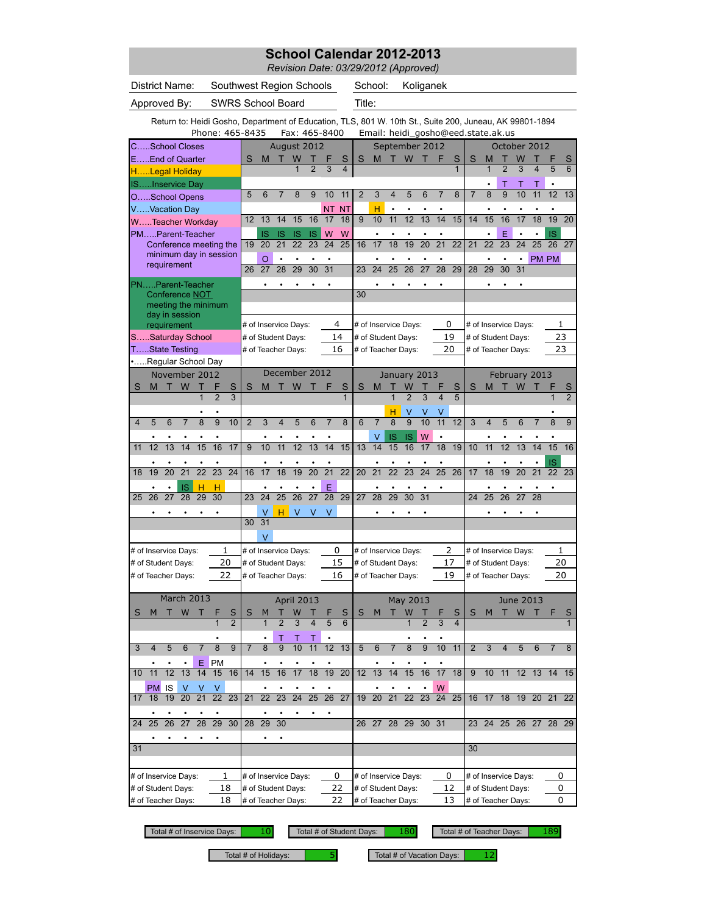# School Calendar 2012-2013

*Revision Date: 03/29/2012 (Approved)*

| | | | |
|---|---|---|---|
| District Name: | Southwest Region Schools | School: | Koliganek |
| Approved By: | SWRS School Board | Title: | |

Return to: Heidi Gosho, Department of Education, TLS, 801 W. 10th St., Suite 200, Juneau, AK 99801-1894
Phone: 465-8435 Fax: 465-8400 Email: heidi_gosho@eed.state.ak.us

## Legend

- C.....School Closes
- E.....End of Quarter
- H.....Legal Holiday
- IS.....Inservice Day
- O.....School Opens
- V.....Vacation Day
- W.....Teacher Workday
- PM.....Parent-Teacher Conference meeting the minimum day in session requirement
- PN.....Parent-Teacher Conference NOT meeting the minimum day in session requirement
- S.....Saturday School
- T.....State Testing
- •.....Regular School Day

## August 2012

| S | M | T | W | T | F | S |
|---|---|---|---|---|---|---|
| | | | 1 | 2 | 3 | 4 |
| | | | | | | |
| 5 | 6 | 7 | 8 | 9 | 10 | 11 |
| | | | | | NT | NT |
| 12 | 13 | 14 | 15 | 16 | 17 | 18 |
| | IS | IS | IS | IS | W | W |
| 19 | 20 | 21 | 22 | 23 | 24 | 25 |
| | O | • | • | • | • | |
| 26 | 27 | 28 | 29 | 30 | 31 | |
| | • | • | • | • | • | |

# of Inservice Days: 4
# of Student Days: 14
# of Teacher Days: 16

## September 2012

| S | M | T | W | T | F | S |
|---|---|---|---|---|---|---|
| | | | | | | 1 |
| | | | | | | |
| 2 | 3 | 4 | 5 | 6 | 7 | 8 |
| | H | • | • | • | • | |
| 9 | 10 | 11 | 12 | 13 | 14 | 15 |
| | • | • | • | • | • | |
| 16 | 17 | 18 | 19 | 20 | 21 | 22 |
| | • | • | • | • | • | |
| 23 | 24 | 25 | 26 | 27 | 28 | 29 |
| | • | • | • | • | • | |
| 30 | | | | | | |

# of Inservice Days: 0
# of Student Days: 19
# of Teacher Days: 20

## October 2012

| S | M | T | W | T | F | S |
|---|---|---|---|---|---|---|
| | 1 | 2 | 3 | 4 | 5 | 6 |
| | • | T | T | T | • | |
| 7 | 8 | 9 | 10 | 11 | 12 | 13 |
| | • | • | • | • | • | |
| 14 | 15 | 16 | 17 | 18 | 19 | 20 |
| | • | E | • | • | IS | |
| 21 | 22 | 23 | 24 | 25 | 26 | 27 |
| | • | • | • | PM | PM | |
| 28 | 29 | 30 | 31 | | | |
| | • | • | • | | | |

# of Inservice Days: 1
# of Student Days: 23
# of Teacher Days: 23

## November 2012

| S | M | T | W | T | F | S |
|---|---|---|---|---|---|---|
| | | | | 1 | 2 | 3 |
| | | | | • | • | |
| 4 | 5 | 6 | 7 | 8 | 9 | 10 |
| | • | • | • | • | • | |
| 11 | 12 | 13 | 14 | 15 | 16 | 17 |
| | • | • | • | • | • | |
| 18 | 19 | 20 | 21 | 22 | 23 | 24 |
| | • | • | IS | H | H | |
| 25 | 26 | 27 | 28 | 29 | 30 | |
| | • | • | • | • | • | |

# of Inservice Days: 1
# of Student Days: 20
# of Teacher Days: 22

## December 2012

| S | M | T | W | T | F | S |
|---|---|---|---|---|---|---|
| | | | | | | 1 |
| | | | | | | |
| 2 | 3 | 4 | 5 | 6 | 7 | 8 |
| | • | • | • | • | • | |
| 9 | 10 | 11 | 12 | 13 | 14 | 15 |
| | • | • | • | • | • | |
| 16 | 17 | 18 | 19 | 20 | 21 | 22 |
| | • | • | • | • | E | |
| 23 | 24 | 25 | 26 | 27 | 28 | 29 |
| | V | H | V | V | V | |
| 30 | 31 | | | | | |
| | V | | | | | |

# of Inservice Days: 0
# of Student Days: 15
# of Teacher Days: 16

## January 2013

| S | M | T | W | T | F | S |
|---|---|---|---|---|---|---|
| | | 1 | 2 | 3 | 4 | 5 |
| | | H | V | V | V | |
| 6 | 7 | 8 | 9 | 10 | 11 | 12 |
| | V | IS | IS | W | • | |
| 13 | 14 | 15 | 16 | 17 | 18 | 19 |
| | • | • | • | • | • | |
| 20 | 21 | 22 | 23 | 24 | 25 | 26 |
| | • | • | • | • | • | |
| 27 | 28 | 29 | 30 | 31 | | |
| | • | • | • | • | | |

# of Inservice Days: 2
# of Student Days: 17
# of Teacher Days: 19

## February 2013

| S | M | T | W | T | F | S |
|---|---|---|---|---|---|---|
| | | | | | 1 | 2 |
| | | | | | • | |
| 3 | 4 | 5 | 6 | 7 | 8 | 9 |
| | • | • | • | • | • | |
| 10 | 11 | 12 | 13 | 14 | 15 | 16 |
| | • | • | • | • | IS | |
| 17 | 18 | 19 | 20 | 21 | 22 | 23 |
| | • | • | • | • | • | |
| 24 | 25 | 26 | 27 | 28 | | |
| | • | • | • | • | | |

# of Inservice Days: 1
# of Student Days: 20
# of Teacher Days: 20

## March 2013

| S | M | T | W | T | F | S |
|---|---|---|---|---|---|---|
| | | | | | 1 | 2 |
| | | | | | • | |
| 3 | 4 | 5 | 6 | 7 | 8 | 9 |
| | • | • | • | E | PM | |
| 10 | 11 | 12 | 13 | 14 | 15 | 16 |
| | PM | IS | V | V | V | |
| 17 | 18 | 19 | 20 | 21 | 22 | 23 |
| | • | • | • | • | • | |
| 24 | 25 | 26 | 27 | 28 | 29 | 30 |
| | • | • | • | • | • | |
| 31 | | | | | | |

# of Inservice Days: 1
# of Student Days: 18
# of Teacher Days: 18

## April 2013

| S | M | T | W | T | F | S |
|---|---|---|---|---|---|---|
| | 1 | 2 | 3 | 4 | 5 | 6 |
| | • | T | T | T | • | |
| 7 | 8 | 9 | 10 | 11 | 12 | 13 |
| | • | • | • | • | • | |
| 14 | 15 | 16 | 17 | 18 | 19 | 20 |
| | • | • | • | • | • | |
| 21 | 22 | 23 | 24 | 25 | 26 | 27 |
| | • | • | • | • | • | |
| 28 | 29 | 30 | | | | |
| | • | • | | | | |

# of Inservice Days: 0
# of Student Days: 22
# of Teacher Days: 22

## May 2013

| S | M | T | W | T | F | S |
|---|---|---|---|---|---|---|
| | | | 1 | 2 | 3 | 4 |
| | | | • | • | • | |
| 5 | 6 | 7 | 8 | 9 | 10 | 11 |
| | • | • | • | • | • | |
| 12 | 13 | 14 | 15 | 16 | 17 | 18 |
| | • | • | • | • | W | |
| 19 | 20 | 21 | 22 | 23 | 24 | 25 |
| | | | | | | |
| 26 | 27 | 28 | 29 | 30 | 31 | |
| | | | | | | |

# of Inservice Days: 0
# of Student Days: 12
# of Teacher Days: 13

## June 2013

| S | M | T | W | T | F | S |
|---|---|---|---|---|---|---|
| | | | | | | 1 |
| 2 | 3 | 4 | 5 | 6 | 7 | 8 |
| 9 | 10 | 11 | 12 | 13 | 14 | 15 |
| 16 | 17 | 18 | 19 | 20 | 21 | 22 |
| 23 | 24 | 25 | 26 | 27 | 28 | 29 |
| 30 | | | | | | |

# of Inservice Days: 0
# of Student Days: 0
# of Teacher Days: 0

## Totals

| Total # of Inservice Days: | 10 |
|---|---|
| Total # of Student Days: | 180 |
| Total # of Teacher Days: | 189 |
| Total # of Holidays: | 5 |
| Total # of Vacation Days: | 12 |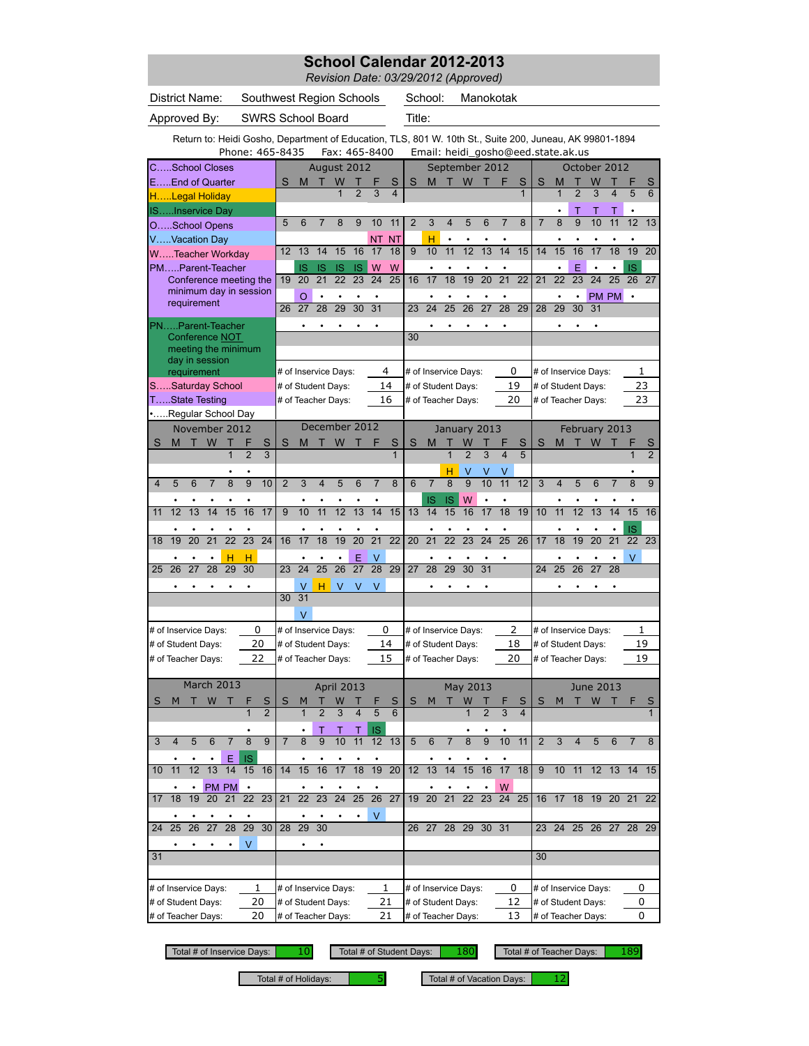# School Calendar 2012-2013

*Revision Date: 03/29/2012 (Approved)*

| | | | |
|---|---|---|---|
| District Name: | Southwest Region Schools | School: | Manokotak |
| Approved By: | SWRS School Board | Title: | |

Return to: Heidi Gosho, Department of Education, TLS, 801 W. 10th St., Suite 200, Juneau, AK 99801-1894
Phone: 465-8435 Fax: 465-8400 Email: heidi_gosho@eed.state.ak.us

**Legend**

- C.....School Closes
- E.....End of Quarter
- H.....Legal Holiday
- IS.....Inservice Day
- O.....School Opens
- V.....Vacation Day
- W.....Teacher Workday
- PM.....Parent-Teacher Conference meeting the minimum day in session requirement
- PN.....Parent-Teacher Conference NOT meeting the minimum day in session requirement
- S.....Saturday School
- T.....State Testing
- •.....Regular School Day

## August 2012

| S | M | T | W | T | F | S |
|---|---|---|---|---|---|---|
| | | | 1 | 2 | 3 | 4 |
| 5 | 6 | 7 | 8 | 9 | 10 NT | 11 NT |
| 12 | 13 IS | 14 IS | 15 IS | 16 IS | 17 W | 18 W |
| 19 | 20 O | 21 • | 22 • | 23 • | 24 • | 25 |
| 26 | 27 • | 28 • | 29 • | 30 • | 31 • | |

# of Inservice Days: 4
# of Student Days: 14
# of Teacher Days: 16

## September 2012

| S | M | T | W | T | F | S |
|---|---|---|---|---|---|---|
| | | | | | | 1 |
| 2 | 3 H | 4 • | 5 • | 6 • | 7 • | 8 |
| 9 | 10 • | 11 • | 12 • | 13 • | 14 • | 15 |
| 16 | 17 • | 18 • | 19 • | 20 • | 21 • | 22 |
| 23 | 24 • | 25 • | 26 • | 27 • | 28 • | 29 |
| 30 | | | | | | |

# of Inservice Days: 0
# of Student Days: 19
# of Teacher Days: 20

## October 2012

| S | M | T | W | T | F | S |
|---|---|---|---|---|---|---|
| | 1 • | 2 T | 3 T | 4 T | 5 • | 6 |
| 7 | 8 • | 9 • | 10 • | 11 • | 12 • | 13 |
| 14 | 15 • | 16 E | 17 • | 18 • | 19 IS | 20 |
| 21 | 22 • | 23 • | 24 PM | 25 PM | 26 • | 27 |
| 28 | 29 • | 30 • | 31 • | | | |

# of Inservice Days: 1
# of Student Days: 23
# of Teacher Days: 23

## November 2012

| S | M | T | W | T | F | S |
|---|---|---|---|---|---|---|
| | | | | 1 • | 2 • | 3 |
| 4 | 5 • | 6 • | 7 • | 8 • | 9 • | 10 |
| 11 | 12 • | 13 • | 14 • | 15 • | 16 • | 17 |
| 18 | 19 • | 20 • | 21 • | 22 H | 23 H | 24 |
| 25 | 26 • | 27 • | 28 • | 29 • | 30 • | |

# of Inservice Days: 0
# of Student Days: 20
# of Teacher Days: 22

## December 2012

| S | M | T | W | T | F | S |
|---|---|---|---|---|---|---|
| | | | | | | 1 |
| 2 | 3 • | 4 • | 5 • | 6 • | 7 • | 8 |
| 9 | 10 • | 11 • | 12 • | 13 • | 14 • | 15 |
| 16 | 17 • | 18 • | 19 • | 20 E | 21 V | 22 |
| 23 | 24 V | 25 H | 26 V | 27 V | 28 V | 29 |
| 30 | 31 V | | | | | |

# of Inservice Days: 0
# of Student Days: 14
# of Teacher Days: 15

## January 2013

| S | M | T | W | T | F | S |
|---|---|---|---|---|---|---|
| | | 1 H | 2 V | 3 V | 4 V | 5 |
| 6 | 7 IS | 8 IS | 9 W | 10 • | 11 • | 12 |
| 13 | 14 • | 15 • | 16 • | 17 • | 18 • | 19 |
| 20 | 21 • | 22 • | 23 • | 24 • | 25 • | 26 |
| 27 | 28 • | 29 • | 30 • | 31 • | | |

# of Inservice Days: 2
# of Student Days: 18
# of Teacher Days: 20

## February 2013

| S | M | T | W | T | F | S |
|---|---|---|---|---|---|---|
| | | | | | 1 • | 2 |
| 3 | 4 • | 5 • | 6 • | 7 • | 8 • | 9 |
| 10 | 11 • | 12 • | 13 • | 14 • | 15 IS | 16 |
| 17 | 18 • | 19 • | 20 • | 21 • | 22 V | 23 |
| 24 | 25 • | 26 • | 27 • | 28 • | | |

# of Inservice Days: 1
# of Student Days: 19
# of Teacher Days: 19

## March 2013

| S | M | T | W | T | F | S |
|---|---|---|---|---|---|---|
| | | | | | 1 • | 2 |
| 3 | 4 • | 5 • | 6 • | 7 E | 8 IS | 9 |
| 10 | 11 • | 12 • | 13 PM | 14 PM | 15 • | 16 |
| 17 | 18 • | 19 • | 20 • | 21 • | 22 • | 23 |
| 24 | 25 • | 26 • | 27 • | 28 • | 29 V | 30 |
| 31 | | | | | | |

# of Inservice Days: 1
# of Student Days: 20
# of Teacher Days: 20

## April 2013

| S | M | T | W | T | F | S |
|---|---|---|---|---|---|---|
| | 1 • | 2 T | 3 T | 4 T | 5 IS | 6 |
| 7 | 8 • | 9 • | 10 • | 11 • | 12 • | 13 |
| 14 | 15 • | 16 • | 17 • | 18 • | 19 • | 20 |
| 21 | 22 • | 23 • | 24 • | 25 • | 26 V | 27 |
| 28 | 29 • | 30 • | | | | |

# of Inservice Days: 1
# of Student Days: 21
# of Teacher Days: 21

## May 2013

| S | M | T | W | T | F | S |
|---|---|---|---|---|---|---|
| | | | 1 • | 2 • | 3 • | 4 |
| 5 | 6 • | 7 • | 8 • | 9 • | 10 • | 11 |
| 12 | 13 • | 14 • | 15 • | 16 • | 17 W | 18 |
| 19 | 20 | 21 | 22 | 23 | 24 | 25 |
| 26 | 27 | 28 | 29 | 30 | 31 | |

# of Inservice Days: 0
# of Student Days: 12
# of Teacher Days: 13

## June 2013

| S | M | T | W | T | F | S |
|---|---|---|---|---|---|---|
| | | | | | | 1 |
| 2 | 3 | 4 | 5 | 6 | 7 | 8 |
| 9 | 10 | 11 | 12 | 13 | 14 | 15 |
| 16 | 17 | 18 | 19 | 20 | 21 | 22 |
| 23 | 24 | 25 | 26 | 27 | 28 | 29 |
| 30 | | | | | | |

# of Inservice Days: 0
# of Student Days: 0
# of Teacher Days: 0

## Totals

| | |
|---|---|
| Total # of Inservice Days: | 10 |
| Total # of Student Days: | 180 |
| Total # of Teacher Days: | 189 |
| Total # of Holidays: | 5 |
| Total # of Vacation Days: | 12 |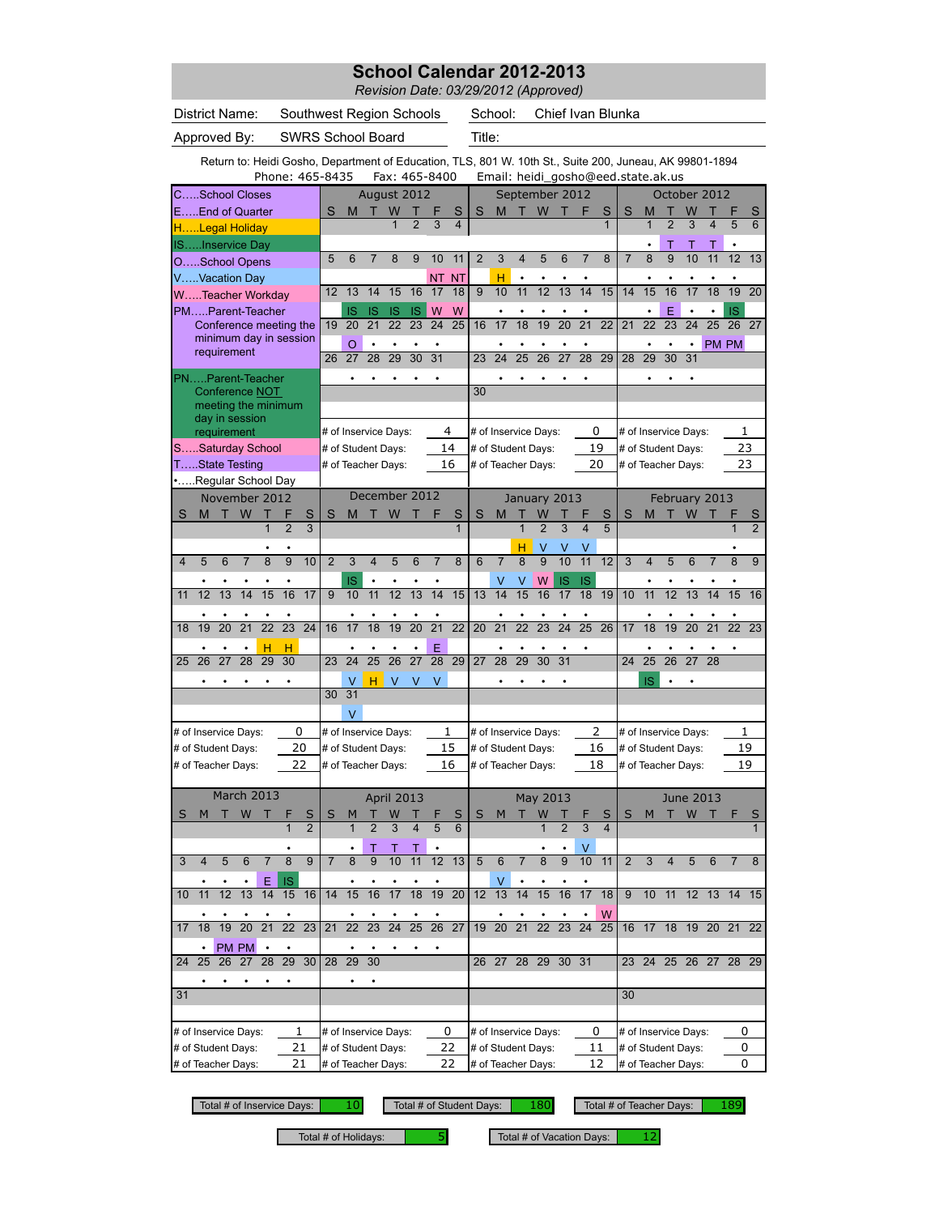# School Calendar 2012-2013

*Revision Date: 03/29/2012 (Approved)*

District Name: Southwest Region Schools
School: Chief Ivan Blunka
Approved By: SWRS School Board
Title:

Return to: Heidi Gosho, Department of Education, TLS, 801 W. 10th St., Suite 200, Juneau, AK 99801-1894
Phone: 465-8435 Fax: 465-8400 Email: heidi_gosho@eed.state.ak.us

**Legend:**

- C.....School Closes
- E.....End of Quarter
- H.....Legal Holiday
- IS.....Inservice Day
- O.....School Opens
- V.....Vacation Day
- W.....Teacher Workday
- PM.....Parent-Teacher Conference meeting the minimum day in session requirement
- PN.....Parent-Teacher Conference NOT meeting the minimum day in session requirement
- S.....Saturday School
- T.....State Testing
- •.....Regular School Day

## August 2012

| S | M | T | W | T | F | S |
|---|---|---|---|---|---|---|
| | | | 1 | 2 | 3 | 4 |
| 5 | 6 | 7 | 8 | 9 | 10 | 11 |
| | | | | | NT | NT |
| 12 | 13 | 14 | 15 | 16 | 17 | 18 |
| | IS | IS | IS | IS | W | W |
| 19 | 20 | 21 | 22 | 23 | 24 | 25 |
| | O | • | • | • | • | |
| 26 | 27 | 28 | 29 | 30 | 31 | |
| | • | • | • | • | • | |

# of Inservice Days: 4
# of Student Days: 14
# of Teacher Days: 16

## September 2012

| S | M | T | W | T | F | S |
|---|---|---|---|---|---|---|
| | | | | | | 1 |
| 2 | 3 | 4 | 5 | 6 | 7 | 8 |
| | H | • | • | • | • | |
| 9 | 10 | 11 | 12 | 13 | 14 | 15 |
| | • | • | • | • | • | |
| 16 | 17 | 18 | 19 | 20 | 21 | 22 |
| | • | • | • | • | • | |
| 23 | 24 | 25 | 26 | 27 | 28 | 29 |
| | • | • | • | • | • | |
| 30 | | | | | | |

# of Inservice Days: 0
# of Student Days: 19
# of Teacher Days: 20

## October 2012

| S | M | T | W | T | F | S |
|---|---|---|---|---|---|---|
| | 1 | 2 | 3 | 4 | 5 | 6 |
| | • | T | T | T | • | |
| 7 | 8 | 9 | 10 | 11 | 12 | 13 |
| | • | • | • | • | • | |
| 14 | 15 | 16 | 17 | 18 | 19 | 20 |
| | • | E | • | • | IS | |
| 21 | 22 | 23 | 24 | 25 | 26 | 27 |
| | • | • | • | PM | PM | |
| 28 | 29 | 30 | 31 | | | |
| | • | • | • | | | |

# of Inservice Days: 1
# of Student Days: 23
# of Teacher Days: 23

## November 2012

| S | M | T | W | T | F | S |
|---|---|---|---|---|---|---|
| | | | | 1 | 2 | 3 |
| | | | | • | • | |
| 4 | 5 | 6 | 7 | 8 | 9 | 10 |
| | • | • | • | • | • | |
| 11 | 12 | 13 | 14 | 15 | 16 | 17 |
| | • | • | • | • | • | |
| 18 | 19 | 20 | 21 | 22 | 23 | 24 |
| | • | • | • | H | H | |
| 25 | 26 | 27 | 28 | 29 | 30 | |
| | • | • | • | • | • | |

# of Inservice Days: 0
# of Student Days: 20
# of Teacher Days: 22

## December 2012

| S | M | T | W | T | F | S |
|---|---|---|---|---|---|---|
| | | | | | | 1 |
| 2 | 3 | 4 | 5 | 6 | 7 | 8 |
| | IS | • | • | • | • | |
| 9 | 10 | 11 | 12 | 13 | 14 | 15 |
| | • | • | • | • | • | |
| 16 | 17 | 18 | 19 | 20 | 21 | 22 |
| | • | • | • | • | E | |
| 23 | 24 | 25 | 26 | 27 | 28 | 29 |
| | V | H | V | V | V | |
| 30 | 31 | | | | | |
| | V | | | | | |

# of Inservice Days: 1
# of Student Days: 15
# of Teacher Days: 16

## January 2013

| S | M | T | W | T | F | S |
|---|---|---|---|---|---|---|
| | | 1 | 2 | 3 | 4 | 5 |
| | | H | V | V | V | |
| 6 | 7 | 8 | 9 | 10 | 11 | 12 |
| | V | V | W | IS | IS | |
| 13 | 14 | 15 | 16 | 17 | 18 | 19 |
| | • | • | • | • | • | |
| 20 | 21 | 22 | 23 | 24 | 25 | 26 |
| | • | • | • | • | • | |
| 27 | 28 | 29 | 30 | 31 | | |
| | • | • | • | • | | |

# of Inservice Days: 2
# of Student Days: 16
# of Teacher Days: 18

## February 2013

| S | M | T | W | T | F | S |
|---|---|---|---|---|---|---|
| | | | | | 1 | 2 |
| | | | | | • | |
| 3 | 4 | 5 | 6 | 7 | 8 | 9 |
| | • | • | • | • | • | |
| 10 | 11 | 12 | 13 | 14 | 15 | 16 |
| | • | • | • | • | • | |
| 17 | 18 | 19 | 20 | 21 | 22 | 23 |
| | • | • | • | • | • | |
| 24 | 25 | 26 | 27 | 28 | | |
| | IS | • | • | | | |

# of Inservice Days: 1
# of Student Days: 19
# of Teacher Days: 19

## March 2013

| S | M | T | W | T | F | S |
|---|---|---|---|---|---|---|
| | | | | | 1 | 2 |
| | | | | | • | |
| 3 | 4 | 5 | 6 | 7 | 8 | 9 |
| | • | • | • | E | IS | |
| 10 | 11 | 12 | 13 | 14 | 15 | 16 |
| | • | • | • | • | • | |
| 17 | 18 | 19 | 20 | 21 | 22 | 23 |
| | • | PM | PM | • | • | |
| 24 | 25 | 26 | 27 | 28 | 29 | 30 |
| | • | • | • | • | • | |
| 31 | | | | | | |

# of Inservice Days: 1
# of Student Days: 21
# of Teacher Days: 21

## April 2013

| S | M | T | W | T | F | S |
|---|---|---|---|---|---|---|
| | 1 | 2 | 3 | 4 | 5 | 6 |
| | • | T | T | T | • | |
| 7 | 8 | 9 | 10 | 11 | 12 | 13 |
| | • | • | • | • | • | |
| 14 | 15 | 16 | 17 | 18 | 19 | 20 |
| | • | • | • | • | • | |
| 21 | 22 | 23 | 24 | 25 | 26 | 27 |
| | • | • | • | • | • | |
| 28 | 29 | 30 | | | | |
| | • | • | | | | |

# of Inservice Days: 0
# of Student Days: 22
# of Teacher Days: 22

## May 2013

| S | M | T | W | T | F | S |
|---|---|---|---|---|---|---|
| | | | 1 | 2 | 3 | 4 |
| | | | • | • | V | |
| 5 | 6 | 7 | 8 | 9 | 10 | 11 |
| | V | • | • | • | • | |
| 12 | 13 | 14 | 15 | 16 | 17 | 18 |
| | • | • | • | • | • | W |
| 19 | 20 | 21 | 22 | 23 | 24 | 25 |
| 26 | 27 | 28 | 29 | 30 | 31 | |

# of Inservice Days: 0
# of Student Days: 11
# of Teacher Days: 12

## June 2013

| S | M | T | W | T | F | S |
|---|---|---|---|---|---|---|
| | | | | | | 1 |
| 2 | 3 | 4 | 5 | 6 | 7 | 8 |
| 9 | 10 | 11 | 12 | 13 | 14 | 15 |
| 16 | 17 | 18 | 19 | 20 | 21 | 22 |
| 23 | 24 | 25 | 26 | 27 | 28 | 29 |
| 30 | | | | | | |

# of Inservice Days: 0
# of Student Days: 0
# of Teacher Days: 0

## Totals

| Total # of Inservice Days | Total # of Student Days | Total # of Teacher Days | Total # of Holidays | Total # of Vacation Days |
|---|---|---|---|---|
| 10 | 180 | 189 | 5 | 12 |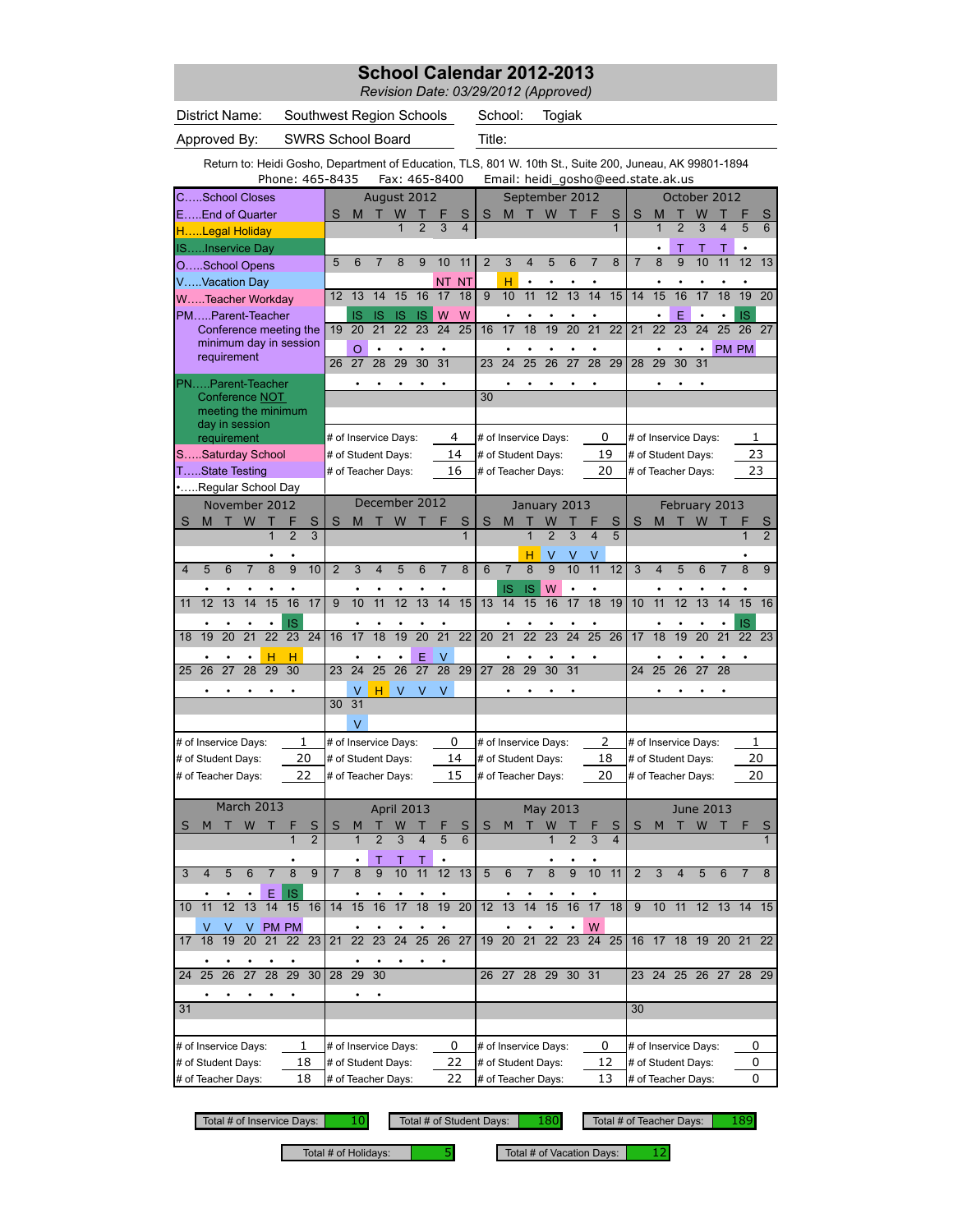# School Calendar 2012-2013

*Revision Date: 03/29/2012 (Approved)*

| | | | |
|---|---|---|---|
| District Name: | Southwest Region Schools | School: | Togiak |
| Approved By: | SWRS School Board | Title: | |

Return to: Heidi Gosho, Department of Education, TLS, 801 W. 10th St., Suite 200, Juneau, AK 99801-1894
Phone: 465-8435 Fax: 465-8400 Email: heidi_gosho@eed.state.ak.us

**Legend**

- C.....School Closes
- E.....End of Quarter
- H.....Legal Holiday
- IS.....Inservice Day
- O.....School Opens
- V.....Vacation Day
- W.....Teacher Workday
- PM.....Parent-Teacher Conference meeting the minimum day in session requirement
- PN.....Parent-Teacher Conference NOT meeting the minimum day in session requirement
- S.....Saturday School
- T.....State Testing
- •.....Regular School Day

## August 2012

| S | M | T | W | T | F | S |
|---|---|---|---|---|---|---|
| | | | 1 | 2 | 3 | 4 |
| 5 | 6 | 7 | 8 | 9 | 10 NT | 11 NT |
| 12 | 13 IS | 14 IS | 15 IS | 16 IS | 17 W | 18 W |
| 19 | 20 O | 21 • | 22 • | 23 • | 24 • | 25 |
| 26 | 27 • | 28 • | 29 • | 30 • | 31 • | |

# of Inservice Days: 4 | # of Student Days: 14 | # of Teacher Days: 16

## September 2012

| S | M | T | W | T | F | S |
|---|---|---|---|---|---|---|
| | | | | | | 1 |
| 2 | 3 H | 4 • | 5 • | 6 • | 7 • | 8 |
| 9 | 10 • | 11 • | 12 • | 13 • | 14 • | 15 |
| 16 | 17 • | 18 • | 19 • | 20 • | 21 • | 22 |
| 23 | 24 • | 25 • | 26 • | 27 • | 28 • | 29 |
| 30 | | | | | | |

# of Inservice Days: 0 | # of Student Days: 19 | # of Teacher Days: 20

## October 2012

| S | M | T | W | T | F | S |
|---|---|---|---|---|---|---|
| | 1 • | 2 T | 3 T | 4 T | 5 • | 6 |
| 7 | 8 • | 9 • | 10 • | 11 • | 12 • | 13 |
| 14 | 15 • | 16 E | 17 • | 18 • | 19 IS | 20 |
| 21 | 22 • | 23 • | 24 • | 25 PM | 26 PM | 27 |
| 28 | 29 • | 30 • | 31 • | | | |

# of Inservice Days: 1 | # of Student Days: 23 | # of Teacher Days: 23

## November 2012

| S | M | T | W | T | F | S |
|---|---|---|---|---|---|---|
| | | | | 1 • | 2 • | 3 |
| 4 | 5 • | 6 • | 7 • | 8 • | 9 • | 10 |
| 11 | 12 • | 13 • | 14 • | 15 • | 16 IS | 17 |
| 18 | 19 • | 20 • | 21 • | 22 H | 23 H | 24 |
| 25 | 26 • | 27 • | 28 • | 29 • | 30 • | |

# of Inservice Days: 1 | # of Student Days: 20 | # of Teacher Days: 22

## December 2012

| S | M | T | W | T | F | S |
|---|---|---|---|---|---|---|
| | | | | | | 1 |
| 2 | 3 • | 4 • | 5 • | 6 • | 7 • | 8 |
| 9 | 10 • | 11 • | 12 • | 13 • | 14 • | 15 |
| 16 | 17 • | 18 • | 19 • | 20 E | 21 V | 22 |
| 23 | 24 V | 25 H | 26 V | 27 V | 28 V | 29 |
| 30 | 31 V | | | | | |

# of Inservice Days: 0 | # of Student Days: 14 | # of Teacher Days: 15

## January 2013

| S | M | T | W | T | F | S |
|---|---|---|---|---|---|---|
| | | 1 H | 2 V | 3 V | 4 V | 5 |
| 6 | 7 IS | 8 IS | 9 W | 10 • | 11 • | 12 |
| 13 | 14 • | 15 • | 16 • | 17 • | 18 • | 19 |
| 20 | 21 • | 22 • | 23 • | 24 • | 25 • | 26 |
| 27 | 28 • | 29 • | 30 • | 31 • | | |

# of Inservice Days: 2 | # of Student Days: 18 | # of Teacher Days: 20

## February 2013

| S | M | T | W | T | F | S |
|---|---|---|---|---|---|---|
| | | | | | 1 • | 2 |
| 3 | 4 • | 5 • | 6 • | 7 • | 8 • | 9 |
| 10 | 11 • | 12 • | 13 • | 14 • | 15 IS | 16 |
| 17 | 18 • | 19 • | 20 • | 21 • | 22 • | 23 |
| 24 | 25 • | 26 • | 27 • | 28 • | | |

# of Inservice Days: 1 | # of Student Days: 20 | # of Teacher Days: 20

## March 2013

| S | M | T | W | T | F | S |
|---|---|---|---|---|---|---|
| | | | | | 1 • | 2 |
| 3 | 4 • | 5 • | 6 • | 7 E | 8 IS | 9 |
| 10 | 11 V | 12 V | 13 V | 14 PM | 15 PM | 16 |
| 17 | 18 • | 19 • | 20 • | 21 • | 22 • | 23 |
| 24 | 25 • | 26 • | 27 • | 28 • | 29 • | 30 |
| 31 | | | | | | |

# of Inservice Days: 1 | # of Student Days: 18 | # of Teacher Days: 18

## April 2013

| S | M | T | W | T | F | S |
|---|---|---|---|---|---|---|
| | 1 • | 2 T | 3 T | 4 T | 5 • | 6 |
| 7 | 8 • | 9 • | 10 • | 11 • | 12 • | 13 |
| 14 | 15 • | 16 • | 17 • | 18 • | 19 • | 20 |
| 21 | 22 • | 23 • | 24 • | 25 • | 26 • | 27 |
| 28 | 29 • | 30 • | | | | |

# of Inservice Days: 0 | # of Student Days: 22 | # of Teacher Days: 22

## May 2013

| S | M | T | W | T | F | S |
|---|---|---|---|---|---|---|
| | | | 1 • | 2 • | 3 • | 4 |
| 5 | 6 • | 7 • | 8 • | 9 • | 10 • | 11 |
| 12 | 13 • | 14 • | 15 • | 16 • | 17 W | 18 |
| 19 | 20 | 21 | 22 | 23 | 24 | 25 |
| 26 | 27 | 28 | 29 | 30 | 31 | |

# of Inservice Days: 0 | # of Student Days: 12 | # of Teacher Days: 13

## June 2013

| S | M | T | W | T | F | S |
|---|---|---|---|---|---|---|
| | | | | | | 1 |
| 2 | 3 | 4 | 5 | 6 | 7 | 8 |
| 9 | 10 | 11 | 12 | 13 | 14 | 15 |
| 16 | 17 | 18 | 19 | 20 | 21 | 22 |
| 23 | 24 | 25 | 26 | 27 | 28 | 29 |
| 30 | | | | | | |

# of Inservice Days: 0 | # of Student Days: 0 | # of Teacher Days: 0

## Totals

| | |
|---|---|
| Total # of Inservice Days: | 10 |
| Total # of Student Days: | 180 |
| Total # of Teacher Days: | 189 |
| Total # of Holidays: | 5 |
| Total # of Vacation Days: | 12 |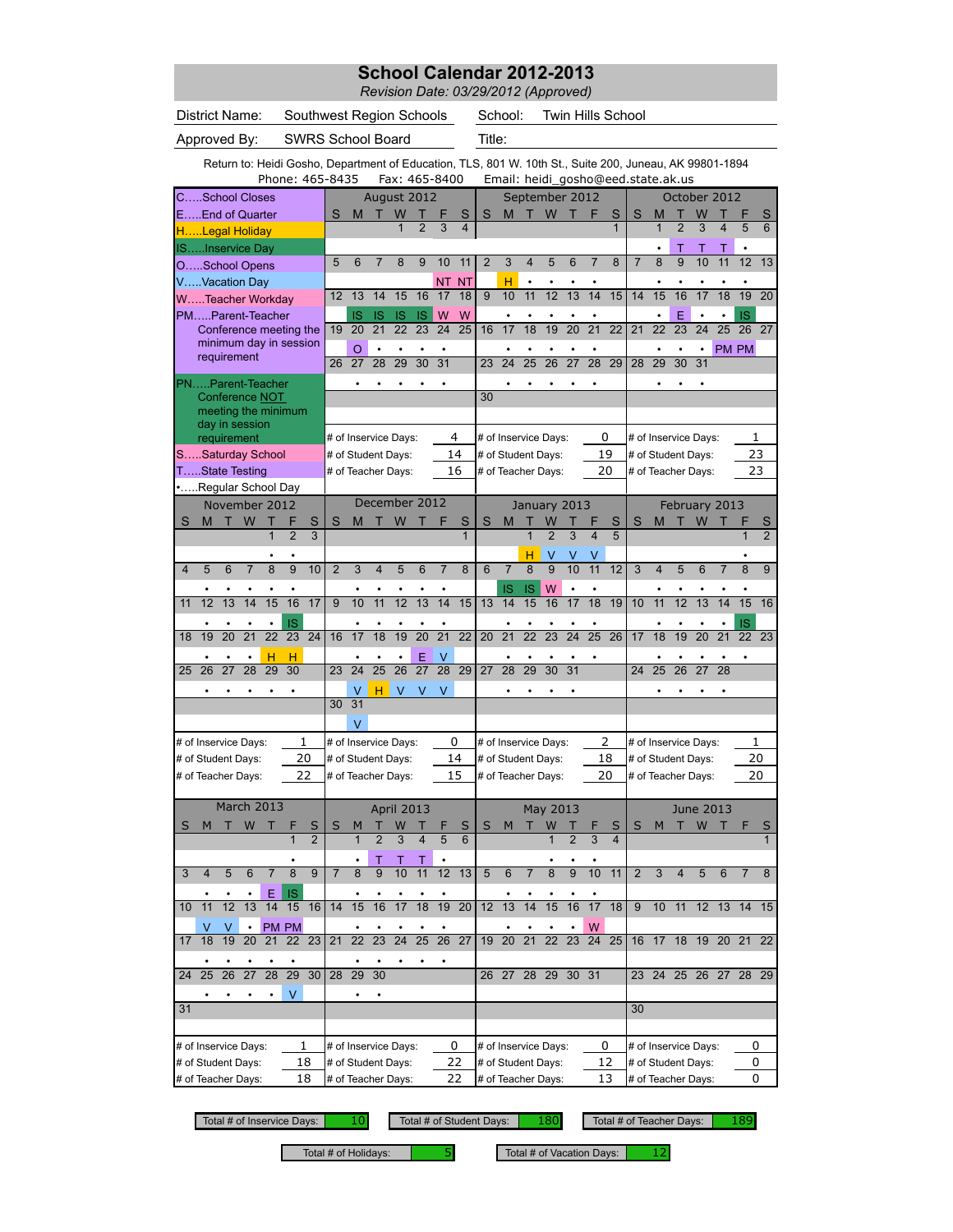# School Calendar 2012-2013

*Revision Date: 03/29/2012 (Approved)*

District Name: Southwest Region Schools  School: Twin Hills School

Approved By: SWRS School Board  Title:

Return to: Heidi Gosho, Department of Education, TLS, 801 W. 10th St., Suite 200, Juneau, AK 99801-1894
Phone: 465-8435  Fax: 465-8400  Email: heidi_gosho@eed.state.ak.us

**Legend**

- C.....School Closes
- E.....End of Quarter
- H.....Legal Holiday
- IS.....Inservice Day
- O.....School Opens
- V.....Vacation Day
- W.....Teacher Workday
- PM.....Parent-Teacher Conference meeting the minimum day in session requirement
- PN.....Parent-Teacher Conference NOT meeting the minimum day in session requirement
- S.....Saturday School
- T.....State Testing
- •.....Regular School Day

## August 2012

| S | M | T | W | T | F | S |
|---|---|---|---|---|---|---|
| | | | 1 | 2 | 3 | 4 |
| | | | | | | |
| 5 | 6 | 7 | 8 | 9 | 10 | 11 |
| | | | | | NT | NT |
| 12 | 13 | 14 | 15 | 16 | 17 | 18 |
| | IS | IS | IS | IS | W | W |
| 19 | 20 | 21 | 22 | 23 | 24 | 25 |
| | O | • | • | • | • | |
| 26 | 27 | 28 | 29 | 30 | 31 | |
| | • | • | • | • | • | |

# of Inservice Days: 4
# of Student Days: 14
# of Teacher Days: 16

## September 2012

| S | M | T | W | T | F | S |
|---|---|---|---|---|---|---|
| | | | | | | 1 |
| | | | | | | |
| 2 | 3 | 4 | 5 | 6 | 7 | 8 |
| | H | • | • | • | • | |
| 9 | 10 | 11 | 12 | 13 | 14 | 15 |
| | • | • | • | • | • | |
| 16 | 17 | 18 | 19 | 20 | 21 | 22 |
| | • | • | • | • | • | |
| 23 | 24 | 25 | 26 | 27 | 28 | 29 |
| | • | • | • | • | • | |
| 30 | | | | | | |

# of Inservice Days: 0
# of Student Days: 19
# of Teacher Days: 20

## October 2012

| S | M | T | W | T | F | S |
|---|---|---|---|---|---|---|
| | 1 | 2 | 3 | 4 | 5 | 6 |
| | • | T | T | T | • | |
| 7 | 8 | 9 | 10 | 11 | 12 | 13 |
| | • | • | • | • | • | |
| 14 | 15 | 16 | 17 | 18 | 19 | 20 |
| | • | E | • | • | IS | |
| 21 | 22 | 23 | 24 | 25 | 26 | 27 |
| | • | • | • | PM | PM | |
| 28 | 29 | 30 | 31 | | | |
| | • | • | • | | | |

# of Inservice Days: 1
# of Student Days: 23
# of Teacher Days: 23

## November 2012

| S | M | T | W | T | F | S |
|---|---|---|---|---|---|---|
| | | | | 1 | 2 | 3 |
| | | | | • | • | |
| 4 | 5 | 6 | 7 | 8 | 9 | 10 |
| | • | • | • | • | • | |
| 11 | 12 | 13 | 14 | 15 | 16 | 17 |
| | • | • | • | • | IS | |
| 18 | 19 | 20 | 21 | 22 | 23 | 24 |
| | • | • | • | H | H | |
| 25 | 26 | 27 | 28 | 29 | 30 | |
| | • | • | • | • | • | |

# of Inservice Days: 1
# of Student Days: 20
# of Teacher Days: 22

## December 2012

| S | M | T | W | T | F | S |
|---|---|---|---|---|---|---|
| | | | | | | 1 |
| | | | | | | |
| 2 | 3 | 4 | 5 | 6 | 7 | 8 |
| | • | • | • | • | • | |
| 9 | 10 | 11 | 12 | 13 | 14 | 15 |
| | • | • | • | • | • | |
| 16 | 17 | 18 | 19 | 20 | 21 | 22 |
| | • | • | • | E | V | |
| 23 | 24 | 25 | 26 | 27 | 28 | 29 |
| | V | H | V | V | V | |
| 30 | 31 | | | | | |
| | V | | | | | |

# of Inservice Days: 0
# of Student Days: 14
# of Teacher Days: 15

## January 2013

| S | M | T | W | T | F | S |
|---|---|---|---|---|---|---|
| | | 1 | 2 | 3 | 4 | 5 |
| | | H | V | V | V | |
| 6 | 7 | 8 | 9 | 10 | 11 | 12 |
| | IS | IS | W | • | • | |
| 13 | 14 | 15 | 16 | 17 | 18 | 19 |
| | • | • | • | • | • | |
| 20 | 21 | 22 | 23 | 24 | 25 | 26 |
| | • | • | • | • | • | |
| 27 | 28 | 29 | 30 | 31 | | |
| | • | • | • | • | | |

# of Inservice Days: 2
# of Student Days: 18
# of Teacher Days: 20

## February 2013

| S | M | T | W | T | F | S |
|---|---|---|---|---|---|---|
| | | | | | 1 | 2 |
| | | | | | • | |
| 3 | 4 | 5 | 6 | 7 | 8 | 9 |
| | • | • | • | • | • | |
| 10 | 11 | 12 | 13 | 14 | 15 | 16 |
| | • | • | • | • | IS | |
| 17 | 18 | 19 | 20 | 21 | 22 | 23 |
| | • | • | • | • | • | |
| 24 | 25 | 26 | 27 | 28 | | |
| | • | • | • | • | | |

# of Inservice Days: 1
# of Student Days: 20
# of Teacher Days: 20

## March 2013

| S | M | T | W | T | F | S |
|---|---|---|---|---|---|---|
| | | | | | 1 | 2 |
| | | | | | • | |
| 3 | 4 | 5 | 6 | 7 | 8 | 9 |
| | • | • | • | E | IS | |
| 10 | 11 | 12 | 13 | 14 | 15 | 16 |
| | V | V | • | PM | PM | |
| 17 | 18 | 19 | 20 | 21 | 22 | 23 |
| | • | • | • | • | • | |
| 24 | 25 | 26 | 27 | 28 | 29 | 30 |
| | • | • | • | • | V | |
| 31 | | | | | | |

# of Inservice Days: 1
# of Student Days: 18
# of Teacher Days: 18

## April 2013

| S | M | T | W | T | F | S |
|---|---|---|---|---|---|---|
| | 1 | 2 | 3 | 4 | 5 | 6 |
| | • | T | T | T | • | |
| 7 | 8 | 9 | 10 | 11 | 12 | 13 |
| | • | • | • | • | • | |
| 14 | 15 | 16 | 17 | 18 | 19 | 20 |
| | • | • | • | • | • | |
| 21 | 22 | 23 | 24 | 25 | 26 | 27 |
| | • | • | • | • | • | |
| 28 | 29 | 30 | | | | |
| | • | • | | | | |

# of Inservice Days: 0
# of Student Days: 22
# of Teacher Days: 22

## May 2013

| S | M | T | W | T | F | S |
|---|---|---|---|---|---|---|
| | | | 1 | 2 | 3 | 4 |
| | | | • | • | • | |
| 5 | 6 | 7 | 8 | 9 | 10 | 11 |
| | • | • | • | • | • | |
| 12 | 13 | 14 | 15 | 16 | 17 | 18 |
| | • | • | • | • | W | |
| 19 | 20 | 21 | 22 | 23 | 24 | 25 |
| | | | | | | |
| 26 | 27 | 28 | 29 | 30 | 31 | |

# of Inservice Days: 0
# of Student Days: 12
# of Teacher Days: 13

## June 2013

| S | M | T | W | T | F | S |
|---|---|---|---|---|---|---|
| | | | | | | 1 |
| 2 | 3 | 4 | 5 | 6 | 7 | 8 |
| 9 | 10 | 11 | 12 | 13 | 14 | 15 |
| 16 | 17 | 18 | 19 | 20 | 21 | 22 |
| 23 | 24 | 25 | 26 | 27 | 28 | 29 |
| 30 | | | | | | |

# of Inservice Days: 0
# of Student Days: 0
# of Teacher Days: 0

## Totals

| | |
|---|---|
| Total # of Inservice Days: | 10 |
| Total # of Student Days: | 180 |
| Total # of Teacher Days: | 189 |
| Total # of Holidays: | 5 |
| Total # of Vacation Days: | 12 |